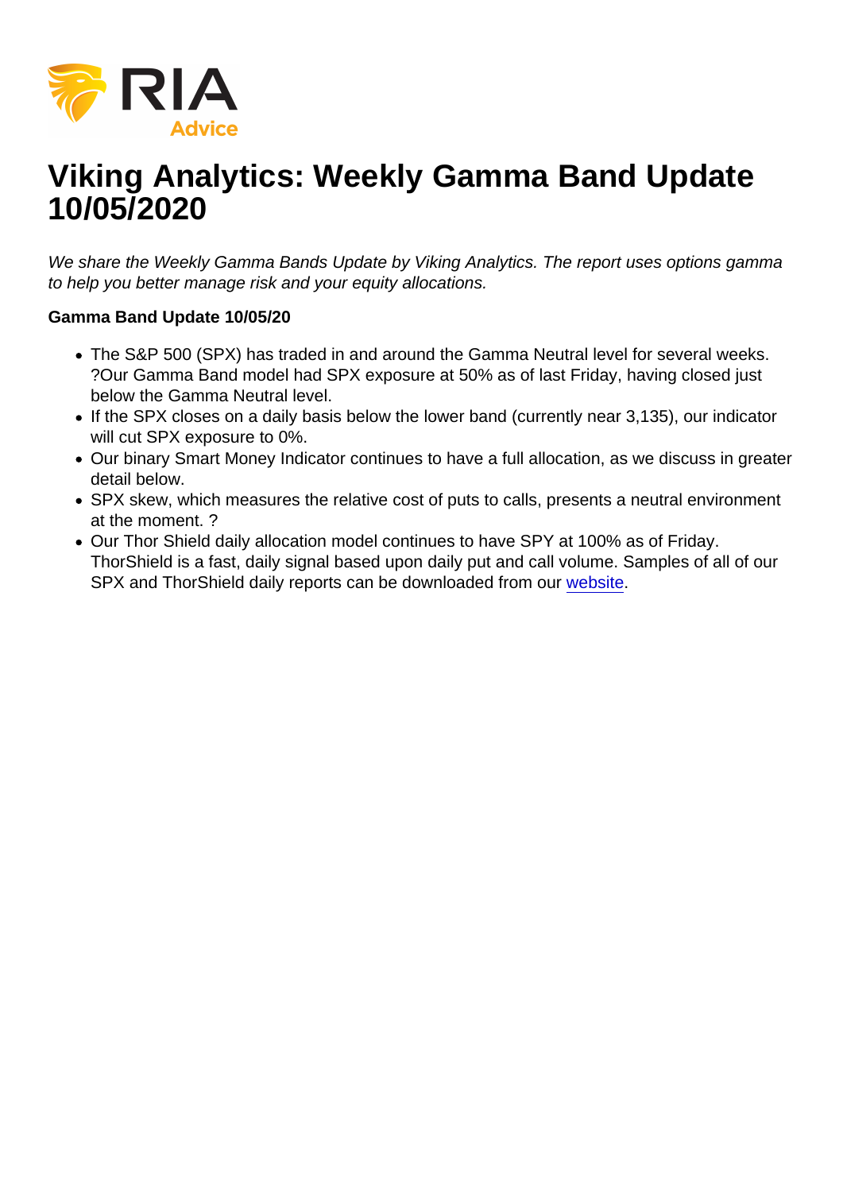# Viking Analytics: Weekly Gamma Band Update 10/05/2020

*We share the Weekly Gamma Bands Update by Viking Analytics. The report uses options gamma to help you better manage risk and your equity allocations.*

**Gamma Band Update 10/05/20**

- The S&P 500 (SPX) has traded in and around the Gamma Neutral level for several weeks. ?Our Gamma Band model had SPX exposure at 50% as of last Friday, having closed just below the Gamma Neutral level.
- If the SPX closes on a daily basis below the lower band (currently near 3,135), our indicator will cut SPX exposure to 0%.
- Our binary Smart Money Indicator continues to have a full allocation, as we discuss in greater detail below.
- SPX skew, which measures the relative cost of puts to calls, presents a neutral environment at the moment. ?
- Our Thor Shield daily allocation model continues to have SPY at 100% as of Friday. ThorShield is a fast, daily signal based upon daily put and call volume. Samples of all of our SPX and ThorShield daily reports can be downloaded from our website.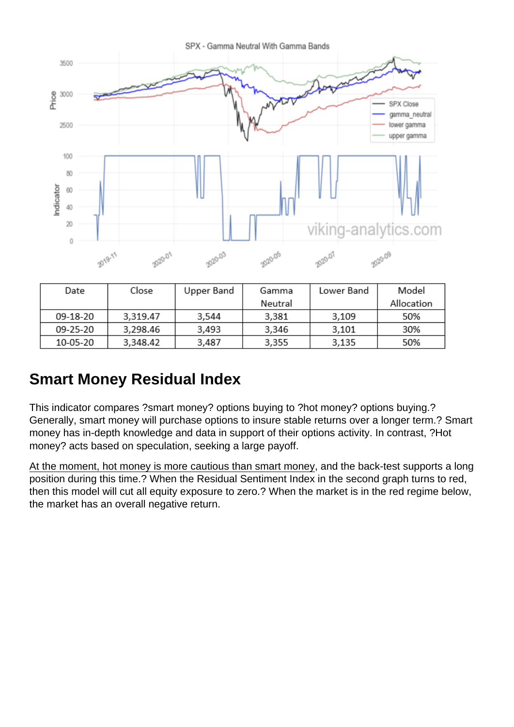| Date | Close | Upper Band | Gamma Neutral | Lower Band | Model Allocation |
|---|---|---|---|---|---|
| 09-18-20 | 3,319.47 | 3,544 | 3,381 | 3,109 | 50% |
| 09-25-20 | 3,298.46 | 3,493 | 3,346 | 3,101 | 30% |
| 10-05-20 | 3,348.42 | 3,487 | 3,355 | 3,135 | 50% |

## Smart Money Residual Index

This indicator compares ?smart money? options buying to ?hot money? options buying.? Generally, smart money will purchase options to insure stable returns over a longer term.? Smart money has in-depth knowledge and data in support of their options activity. In contrast, ?Hot money? acts based on speculation, seeking a large payoff.

At the moment, hot money is more cautious than smart money, and the back-test supports a long position during this time.? When the Residual Sentiment Index in the second graph turns to red, then this model will cut all equity exposure to zero.? When the market is in the red regime below, the market has an overall negative return.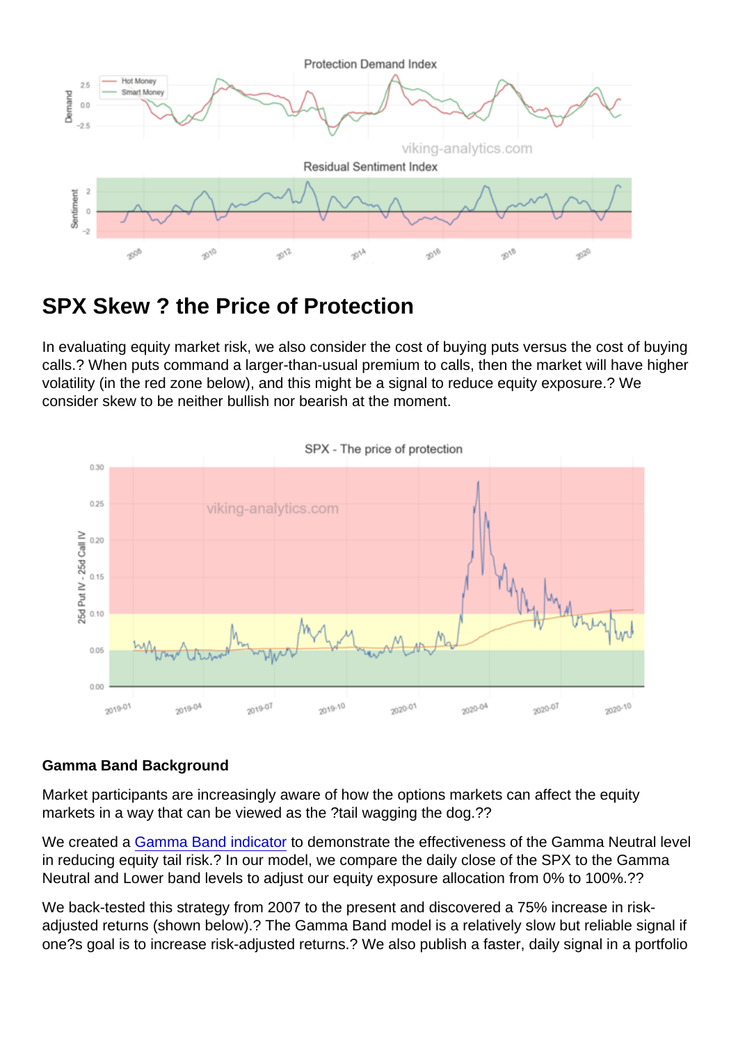## SPX Skew ? the Price of Protection

In evaluating equity market risk, we also consider the cost of buying puts versus the cost of buying calls.? When puts command a larger-than-usual premium to calls, then the market will have higher volatility (in the red zone below), and this might be a signal to reduce equity exposure.? We consider skew to be neither bullish nor bearish at the moment.

**Gamma Band Background**

Market participants are increasingly aware of how the options markets can affect the equity markets in a way that can be viewed as the ?tail wagging the dog.??

We created a Gamma Band indicator to demonstrate the effectiveness of the Gamma Neutral level in reducing equity tail risk.? In our model, we compare the daily close of the SPX to the Gamma Neutral and Lower band levels to adjust our equity exposure allocation from 0% to 100%.??

We back-tested this strategy from 2007 to the present and discovered a 75% increase in risk-adjusted returns (shown below).? The Gamma Band model is a relatively slow but reliable signal if one?s goal is to increase risk-adjusted returns.? We also publish a faster, daily signal in a portfolio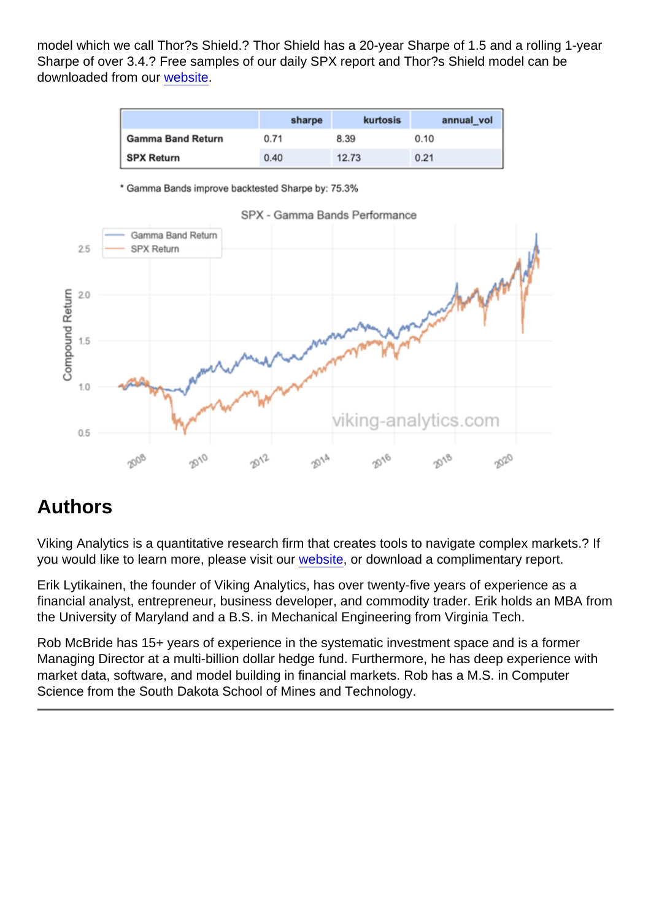model which we call Thor?s Shield.? Thor Shield has a 20-year Sharpe of 1.5 and a rolling 1-year Sharpe of over 3.4.? Free samples of our daily SPX report and Thor?s Shield model can be downloaded from our website.

| | sharpe | kurtosis | annual_vol |
|---|---|---|---|
| **Gamma Band Return** | 0.71 | 8.39 | 0.10 |
| **SPX Return** | 0.40 | 12.73 | 0.21 |

* Gamma Bands improve backtested Sharpe by: 75.3%

SPX - Gamma Bands Performance

Gamma Band Return
SPX Return

Compound Return

2.5
2.0
1.5
1.0
0.5

2008 2010 2012 2014 2016 2018 2020

viking-analytics.com

## Authors

Viking Analytics is a quantitative research firm that creates tools to navigate complex markets.? If you would like to learn more, please visit our website, or download a complimentary report.

Erik Lytikainen, the founder of Viking Analytics, has over twenty-five years of experience as a financial analyst, entrepreneur, business developer, and commodity trader. Erik holds an MBA from the University of Maryland and a B.S. in Mechanical Engineering from Virginia Tech.

Rob McBride has 15+ years of experience in the systematic investment space and is a former Managing Director at a multi-billion dollar hedge fund. Furthermore, he has deep experience with market data, software, and model building in financial markets. Rob has a M.S. in Computer Science from the South Dakota School of Mines and Technology.